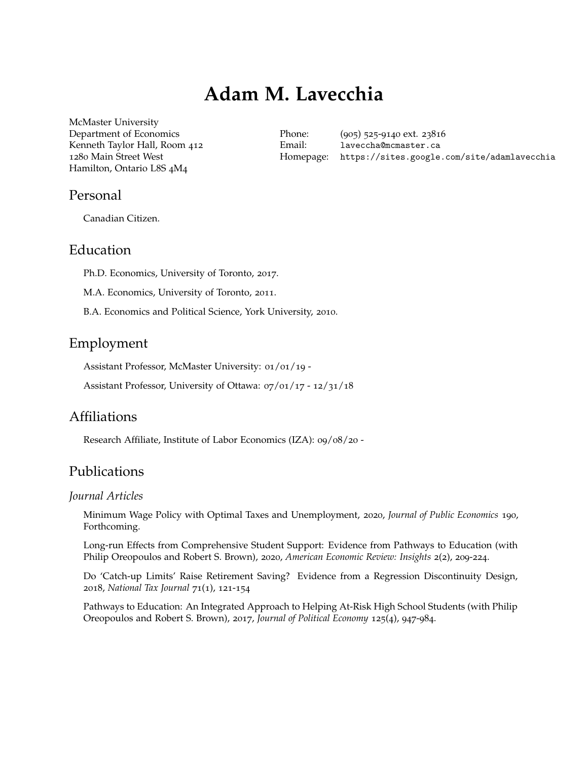# Adam M. Lavecchia

McMaster University
Department of Economics
Kenneth Taylor Hall, Room 412
1280 Main Street West
Hamilton, Ontario L8S 4M4

Phone: (905) 525-9140 ext. 23816
Email: laveccha@mcmaster.ca
Homepage: https://sites.google.com/site/adamlavecchia

## Personal

Canadian Citizen.

## Education

Ph.D. Economics, University of Toronto, 2017.

M.A. Economics, University of Toronto, 2011.

B.A. Economics and Political Science, York University, 2010.

## Employment

Assistant Professor, McMaster University: 01/01/19 -

Assistant Professor, University of Ottawa: 07/01/17 - 12/31/18

## Affiliations

Research Affiliate, Institute of Labor Economics (IZA): 09/08/20 -

## Publications

### *Journal Articles*

Minimum Wage Policy with Optimal Taxes and Unemployment, 2020, *Journal of Public Economics* 190, Forthcoming.

Long-run Effects from Comprehensive Student Support: Evidence from Pathways to Education (with Philip Oreopoulos and Robert S. Brown), 2020, *American Economic Review: Insights* 2(2), 209-224.

Do 'Catch-up Limits' Raise Retirement Saving? Evidence from a Regression Discontinuity Design, 2018, *National Tax Journal* 71(1), 121-154

Pathways to Education: An Integrated Approach to Helping At-Risk High School Students (with Philip Oreopoulos and Robert S. Brown), 2017, *Journal of Political Economy* 125(4), 947-984.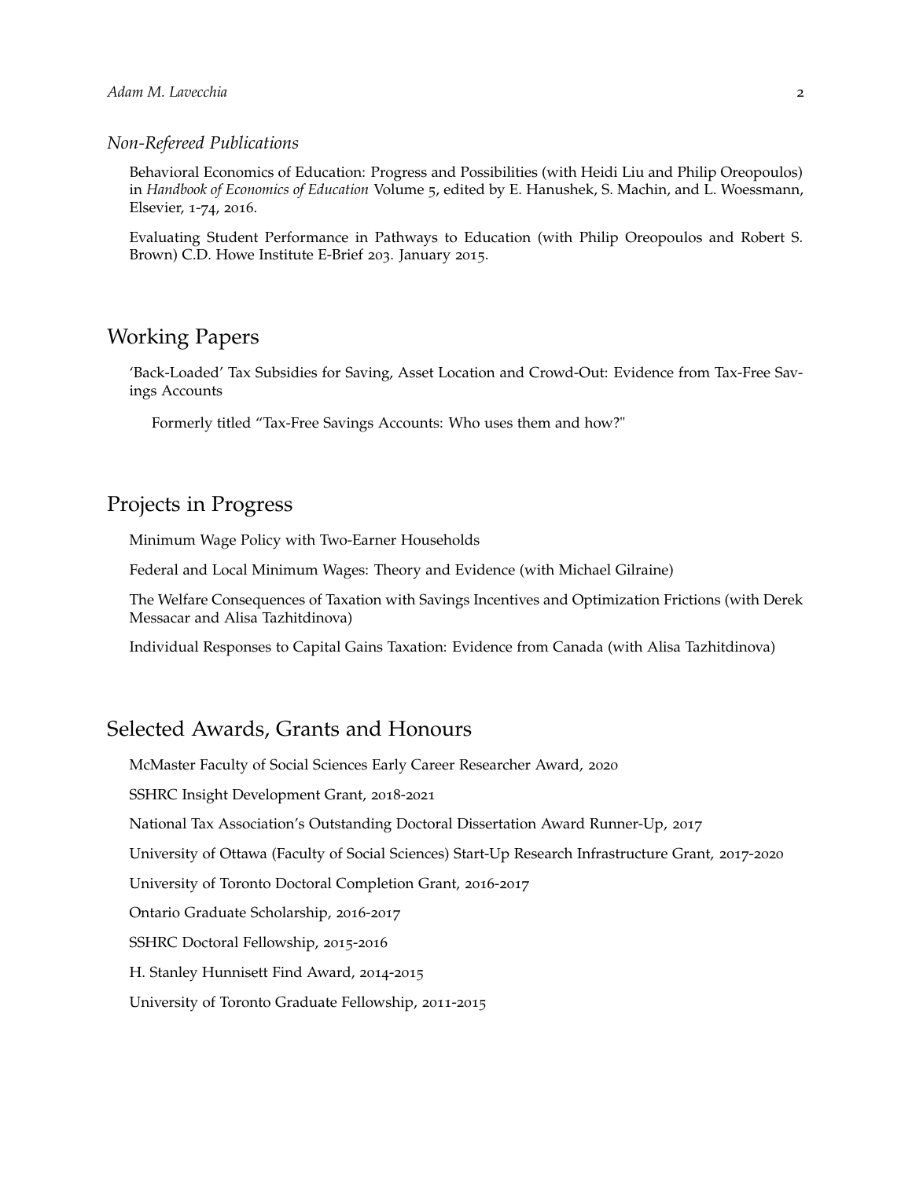### *Non-Refereed Publications*

Behavioral Economics of Education: Progress and Possibilities (with Heidi Liu and Philip Oreopoulos) in *Handbook of Economics of Education* Volume 5, edited by E. Hanushek, S. Machin, and L. Woessmann, Elsevier, 1-74, 2016.

Evaluating Student Performance in Pathways to Education (with Philip Oreopoulos and Robert S. Brown) C.D. Howe Institute E-Brief 203. January 2015.

## Working Papers

'Back-Loaded' Tax Subsidies for Saving, Asset Location and Crowd-Out: Evidence from Tax-Free Savings Accounts

Formerly titled "Tax-Free Savings Accounts: Who uses them and how?"

## Projects in Progress

Minimum Wage Policy with Two-Earner Households

Federal and Local Minimum Wages: Theory and Evidence (with Michael Gilraine)

The Welfare Consequences of Taxation with Savings Incentives and Optimization Frictions (with Derek Messacar and Alisa Tazhitdinova)

Individual Responses to Capital Gains Taxation: Evidence from Canada (with Alisa Tazhitdinova)

## Selected Awards, Grants and Honours

McMaster Faculty of Social Sciences Early Career Researcher Award, 2020

SSHRC Insight Development Grant, 2018-2021

National Tax Association's Outstanding Doctoral Dissertation Award Runner-Up, 2017

University of Ottawa (Faculty of Social Sciences) Start-Up Research Infrastructure Grant, 2017-2020

University of Toronto Doctoral Completion Grant, 2016-2017

Ontario Graduate Scholarship, 2016-2017

SSHRC Doctoral Fellowship, 2015-2016

H. Stanley Hunnisett Find Award, 2014-2015

University of Toronto Graduate Fellowship, 2011-2015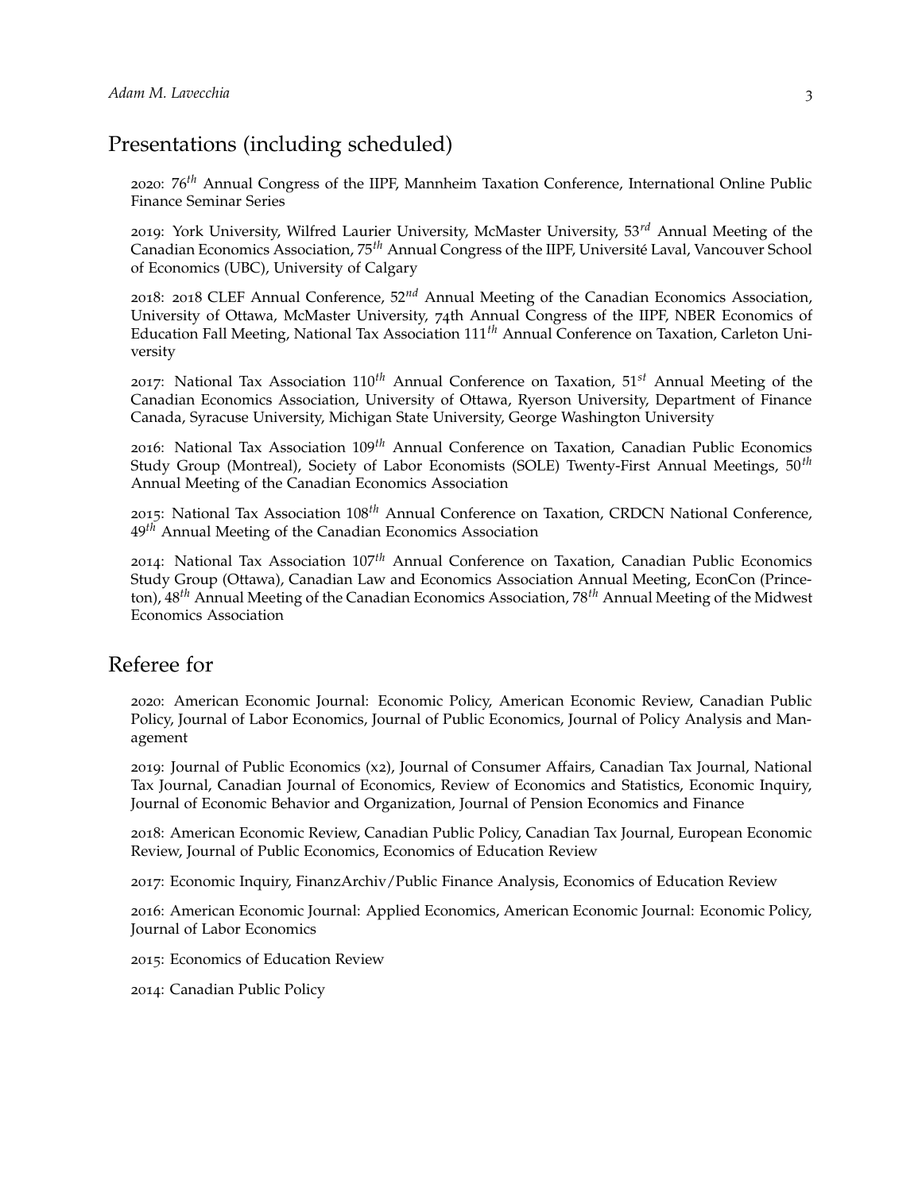## Presentations (including scheduled)

2020: $76^{th}$ Annual Congress of the IIPF, Mannheim Taxation Conference, International Online Public Finance Seminar Series

2019: York University, Wilfred Laurier University, McMaster University, $53^{rd}$ Annual Meeting of the Canadian Economics Association, $75^{th}$ Annual Congress of the IIPF, Université Laval, Vancouver School of Economics (UBC), University of Calgary

2018: 2018 CLEF Annual Conference, $52^{nd}$ Annual Meeting of the Canadian Economics Association, University of Ottawa, McMaster University, 74th Annual Congress of the IIPF, NBER Economics of Education Fall Meeting, National Tax Association $111^{th}$ Annual Conference on Taxation, Carleton University

2017: National Tax Association $110^{th}$ Annual Conference on Taxation, $51^{st}$ Annual Meeting of the Canadian Economics Association, University of Ottawa, Ryerson University, Department of Finance Canada, Syracuse University, Michigan State University, George Washington University

2016: National Tax Association $109^{th}$ Annual Conference on Taxation, Canadian Public Economics Study Group (Montreal), Society of Labor Economists (SOLE) Twenty-First Annual Meetings, $50^{th}$ Annual Meeting of the Canadian Economics Association

2015: National Tax Association $108^{th}$ Annual Conference on Taxation, CRDCN National Conference, $49^{th}$ Annual Meeting of the Canadian Economics Association

2014: National Tax Association $107^{th}$ Annual Conference on Taxation, Canadian Public Economics Study Group (Ottawa), Canadian Law and Economics Association Annual Meeting, EconCon (Princeton), $48^{th}$ Annual Meeting of the Canadian Economics Association, $78^{th}$ Annual Meeting of the Midwest Economics Association

## Referee for

2020: American Economic Journal: Economic Policy, American Economic Review, Canadian Public Policy, Journal of Labor Economics, Journal of Public Economics, Journal of Policy Analysis and Management

2019: Journal of Public Economics (x2), Journal of Consumer Affairs, Canadian Tax Journal, National Tax Journal, Canadian Journal of Economics, Review of Economics and Statistics, Economic Inquiry, Journal of Economic Behavior and Organization, Journal of Pension Economics and Finance

2018: American Economic Review, Canadian Public Policy, Canadian Tax Journal, European Economic Review, Journal of Public Economics, Economics of Education Review

2017: Economic Inquiry, FinanzArchiv/Public Finance Analysis, Economics of Education Review

2016: American Economic Journal: Applied Economics, American Economic Journal: Economic Policy, Journal of Labor Economics

2015: Economics of Education Review

2014: Canadian Public Policy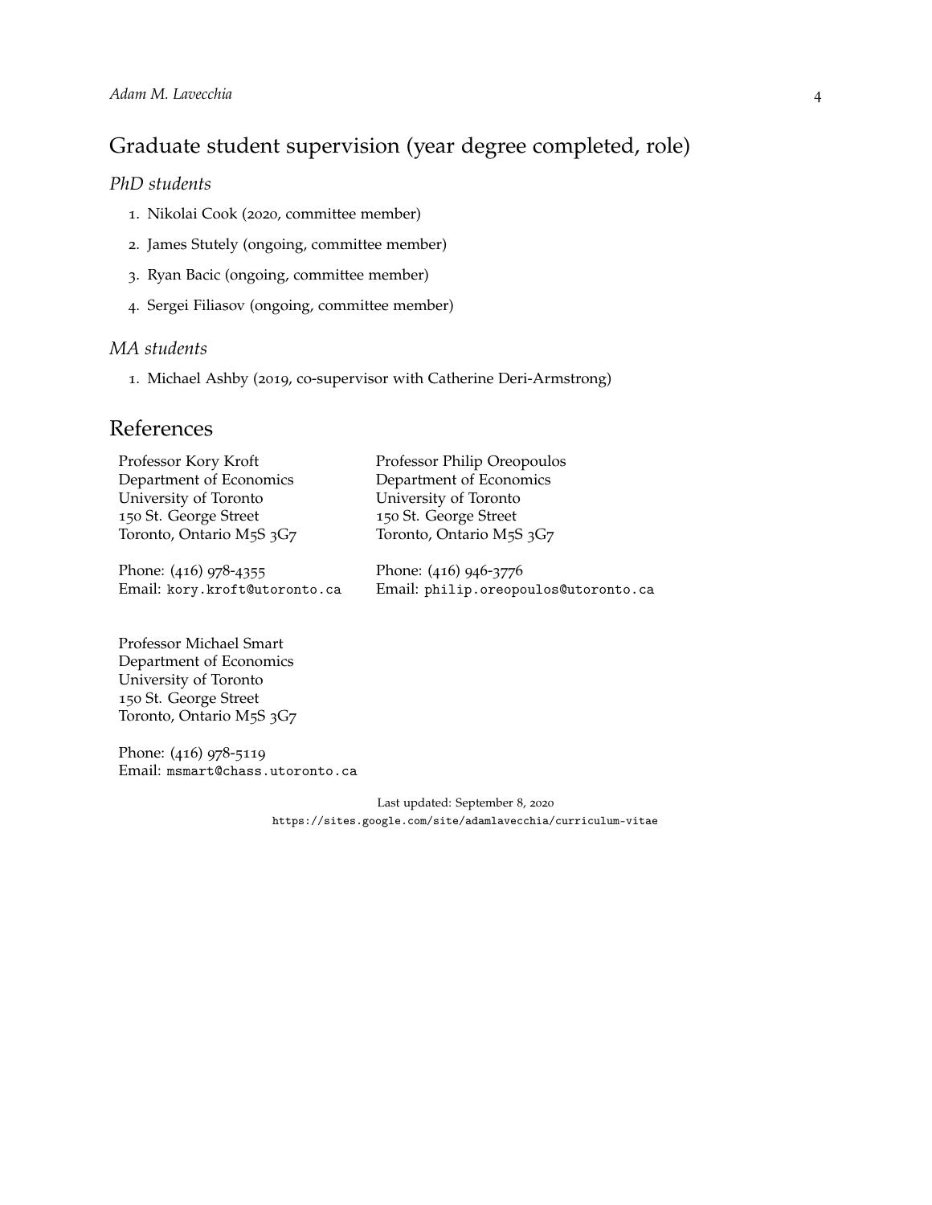## Graduate student supervision (year degree completed, role)

### *PhD students*

1. Nikolai Cook (2020, committee member)
2. James Stutely (ongoing, committee member)
3. Ryan Bacic (ongoing, committee member)
4. Sergei Filiasov (ongoing, committee member)

### *MA students*

1. Michael Ashby (2019, co-supervisor with Catherine Deri-Armstrong)

## References

Professor Kory Kroft
Department of Economics
University of Toronto
150 St. George Street
Toronto, Ontario M5S 3G7

Phone: (416) 978-4355
Email: kory.kroft@utoronto.ca

Professor Philip Oreopoulos
Department of Economics
University of Toronto
150 St. George Street
Toronto, Ontario M5S 3G7

Phone: (416) 946-3776
Email: philip.oreopoulos@utoronto.ca

Professor Michael Smart
Department of Economics
University of Toronto
150 St. George Street
Toronto, Ontario M5S 3G7

Phone: (416) 978-5119
Email: msmart@chass.utoronto.ca

Last updated: September 8, 2020
https://sites.google.com/site/adamlavecchia/curriculum-vitae